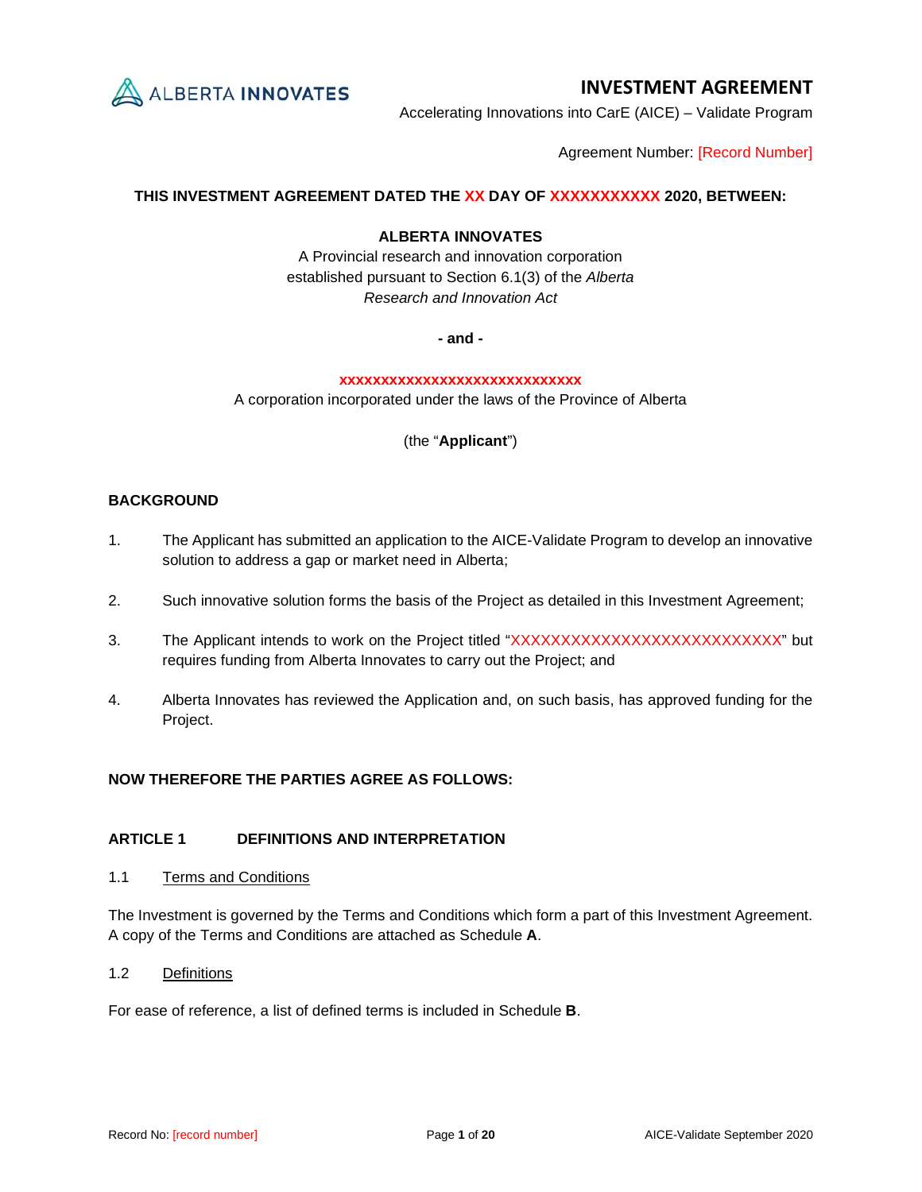ALBERTA INNOVATES

# INVESTMENT AGREEMENT

Accelerating Innovations into CarE (AICE) – Validate Program

Agreement Number: [Record Number]

**THIS INVESTMENT AGREEMENT DATED THE XX DAY OF XXXXXXXXXXX 2020, BETWEEN:**

**ALBERTA INNOVATES**
A Provincial research and innovation corporation
established pursuant to Section 6.1(3) of the *Alberta Research and Innovation Act*

**- and -**

**xxxxxxxxxxxxxxxxxxxxxxxxxxxxxx**
A corporation incorporated under the laws of the Province of Alberta

(the "**Applicant**")

**BACKGROUND**

1. The Applicant has submitted an application to the AICE-Validate Program to develop an innovative solution to address a gap or market need in Alberta;

2. Such innovative solution forms the basis of the Project as detailed in this Investment Agreement;

3. The Applicant intends to work on the Project titled "XXXXXXXXXXXXXXXXXXXXXXXXXXXX" but requires funding from Alberta Innovates to carry out the Project; and

4. Alberta Innovates has reviewed the Application and, on such basis, has approved funding for the Project.

**NOW THEREFORE THE PARTIES AGREE AS FOLLOWS:**

## ARTICLE 1 DEFINITIONS AND INTERPRETATION

1.1 Terms and Conditions

The Investment is governed by the Terms and Conditions which form a part of this Investment Agreement. A copy of the Terms and Conditions are attached as Schedule **A**.

1.2 Definitions

For ease of reference, a list of defined terms is included in Schedule **B**.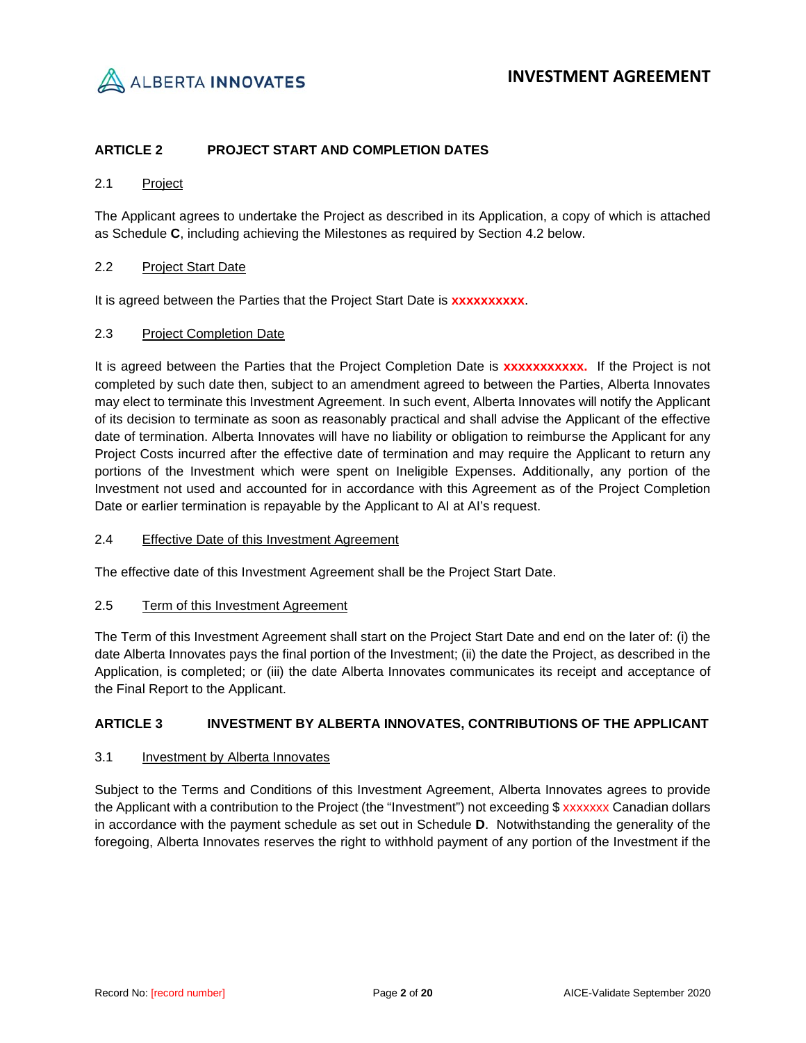## ARTICLE 2 PROJECT START AND COMPLETION DATES

### 2.1 Project

The Applicant agrees to undertake the Project as described in its Application, a copy of which is attached as Schedule **C**, including achieving the Milestones as required by Section 4.2 below.

### 2.2 Project Start Date

It is agreed between the Parties that the Project Start Date is **xxxxxxxxxx**.

### 2.3 Project Completion Date

It is agreed between the Parties that the Project Completion Date is **xxxxxxxxxxx.** If the Project is not completed by such date then, subject to an amendment agreed to between the Parties, Alberta Innovates may elect to terminate this Investment Agreement. In such event, Alberta Innovates will notify the Applicant of its decision to terminate as soon as reasonably practical and shall advise the Applicant of the effective date of termination. Alberta Innovates will have no liability or obligation to reimburse the Applicant for any Project Costs incurred after the effective date of termination and may require the Applicant to return any portions of the Investment which were spent on Ineligible Expenses. Additionally, any portion of the Investment not used and accounted for in accordance with this Agreement as of the Project Completion Date or earlier termination is repayable by the Applicant to AI at AI's request.

### 2.4 Effective Date of this Investment Agreement

The effective date of this Investment Agreement shall be the Project Start Date.

### 2.5 Term of this Investment Agreement

The Term of this Investment Agreement shall start on the Project Start Date and end on the later of: (i) the date Alberta Innovates pays the final portion of the Investment; (ii) the date the Project, as described in the Application, is completed; or (iii) the date Alberta Innovates communicates its receipt and acceptance of the Final Report to the Applicant.

## ARTICLE 3 INVESTMENT BY ALBERTA INNOVATES, CONTRIBUTIONS OF THE APPLICANT

### 3.1 Investment by Alberta Innovates

Subject to the Terms and Conditions of this Investment Agreement, Alberta Innovates agrees to provide the Applicant with a contribution to the Project (the "Investment") not exceeding $ xxxxxxx Canadian dollars in accordance with the payment schedule as set out in Schedule **D**. Notwithstanding the generality of the foregoing, Alberta Innovates reserves the right to withhold payment of any portion of the Investment if the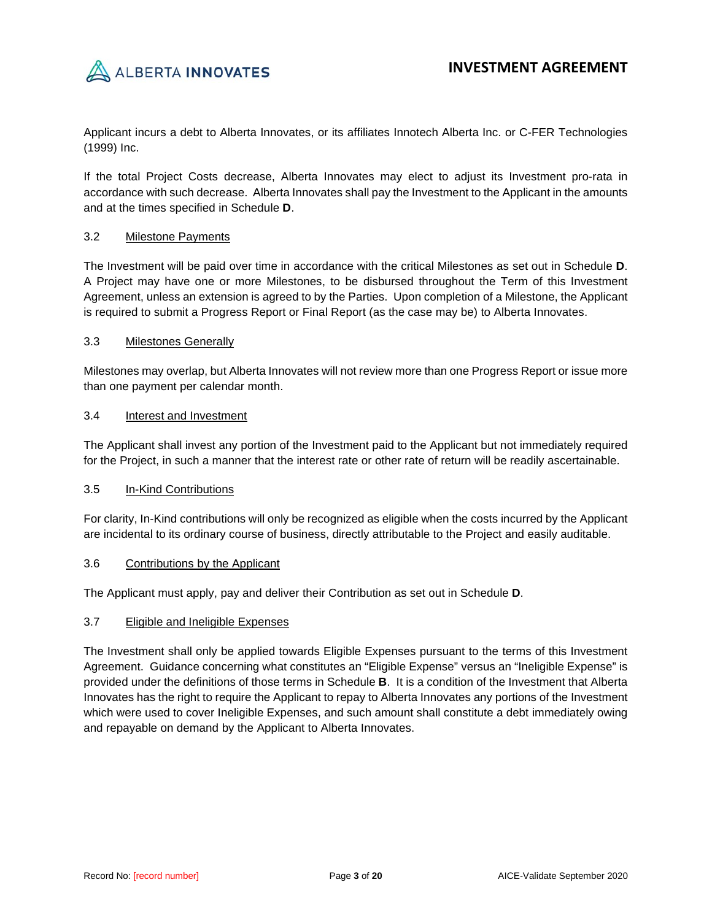Applicant incurs a debt to Alberta Innovates, or its affiliates Innotech Alberta Inc. or C-FER Technologies (1999) Inc.

If the total Project Costs decrease, Alberta Innovates may elect to adjust its Investment pro-rata in accordance with such decrease. Alberta Innovates shall pay the Investment to the Applicant in the amounts and at the times specified in Schedule **D**.

### 3.2 Milestone Payments

The Investment will be paid over time in accordance with the critical Milestones as set out in Schedule **D**. A Project may have one or more Milestones, to be disbursed throughout the Term of this Investment Agreement, unless an extension is agreed to by the Parties. Upon completion of a Milestone, the Applicant is required to submit a Progress Report or Final Report (as the case may be) to Alberta Innovates.

### 3.3 Milestones Generally

Milestones may overlap, but Alberta Innovates will not review more than one Progress Report or issue more than one payment per calendar month.

### 3.4 Interest and Investment

The Applicant shall invest any portion of the Investment paid to the Applicant but not immediately required for the Project, in such a manner that the interest rate or other rate of return will be readily ascertainable.

### 3.5 In-Kind Contributions

For clarity, In-Kind contributions will only be recognized as eligible when the costs incurred by the Applicant are incidental to its ordinary course of business, directly attributable to the Project and easily auditable.

### 3.6 Contributions by the Applicant

The Applicant must apply, pay and deliver their Contribution as set out in Schedule **D**.

### 3.7 Eligible and Ineligible Expenses

The Investment shall only be applied towards Eligible Expenses pursuant to the terms of this Investment Agreement. Guidance concerning what constitutes an "Eligible Expense" versus an "Ineligible Expense" is provided under the definitions of those terms in Schedule **B**. It is a condition of the Investment that Alberta Innovates has the right to require the Applicant to repay to Alberta Innovates any portions of the Investment which were used to cover Ineligible Expenses, and such amount shall constitute a debt immediately owing and repayable on demand by the Applicant to Alberta Innovates.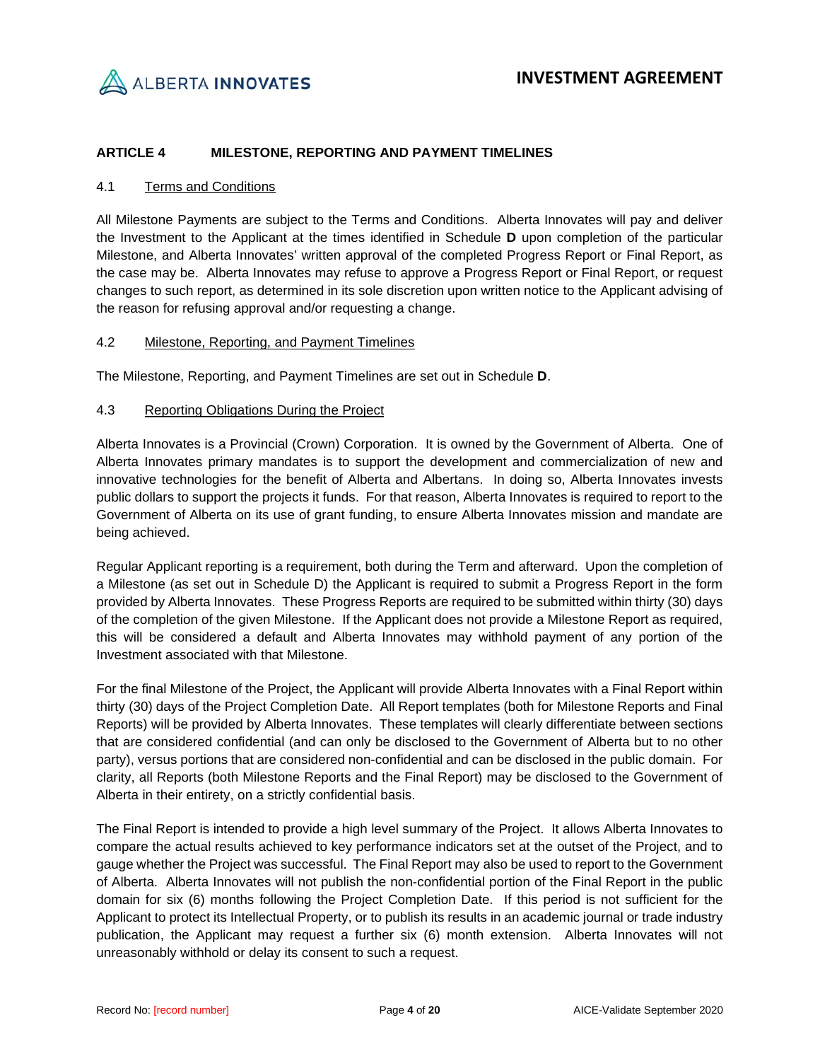## ARTICLE 4 MILESTONE, REPORTING AND PAYMENT TIMELINES

### 4.1 Terms and Conditions

All Milestone Payments are subject to the Terms and Conditions. Alberta Innovates will pay and deliver the Investment to the Applicant at the times identified in Schedule **D** upon completion of the particular Milestone, and Alberta Innovates' written approval of the completed Progress Report or Final Report, as the case may be. Alberta Innovates may refuse to approve a Progress Report or Final Report, or request changes to such report, as determined in its sole discretion upon written notice to the Applicant advising of the reason for refusing approval and/or requesting a change.

### 4.2 Milestone, Reporting, and Payment Timelines

The Milestone, Reporting, and Payment Timelines are set out in Schedule **D**.

### 4.3 Reporting Obligations During the Project

Alberta Innovates is a Provincial (Crown) Corporation. It is owned by the Government of Alberta. One of Alberta Innovates primary mandates is to support the development and commercialization of new and innovative technologies for the benefit of Alberta and Albertans. In doing so, Alberta Innovates invests public dollars to support the projects it funds. For that reason, Alberta Innovates is required to report to the Government of Alberta on its use of grant funding, to ensure Alberta Innovates mission and mandate are being achieved.

Regular Applicant reporting is a requirement, both during the Term and afterward. Upon the completion of a Milestone (as set out in Schedule D) the Applicant is required to submit a Progress Report in the form provided by Alberta Innovates. These Progress Reports are required to be submitted within thirty (30) days of the completion of the given Milestone. If the Applicant does not provide a Milestone Report as required, this will be considered a default and Alberta Innovates may withhold payment of any portion of the Investment associated with that Milestone.

For the final Milestone of the Project, the Applicant will provide Alberta Innovates with a Final Report within thirty (30) days of the Project Completion Date. All Report templates (both for Milestone Reports and Final Reports) will be provided by Alberta Innovates. These templates will clearly differentiate between sections that are considered confidential (and can only be disclosed to the Government of Alberta but to no other party), versus portions that are considered non-confidential and can be disclosed in the public domain. For clarity, all Reports (both Milestone Reports and the Final Report) may be disclosed to the Government of Alberta in their entirety, on a strictly confidential basis.

The Final Report is intended to provide a high level summary of the Project. It allows Alberta Innovates to compare the actual results achieved to key performance indicators set at the outset of the Project, and to gauge whether the Project was successful. The Final Report may also be used to report to the Government of Alberta. Alberta Innovates will not publish the non-confidential portion of the Final Report in the public domain for six (6) months following the Project Completion Date. If this period is not sufficient for the Applicant to protect its Intellectual Property, or to publish its results in an academic journal or trade industry publication, the Applicant may request a further six (6) month extension. Alberta Innovates will not unreasonably withhold or delay its consent to such a request.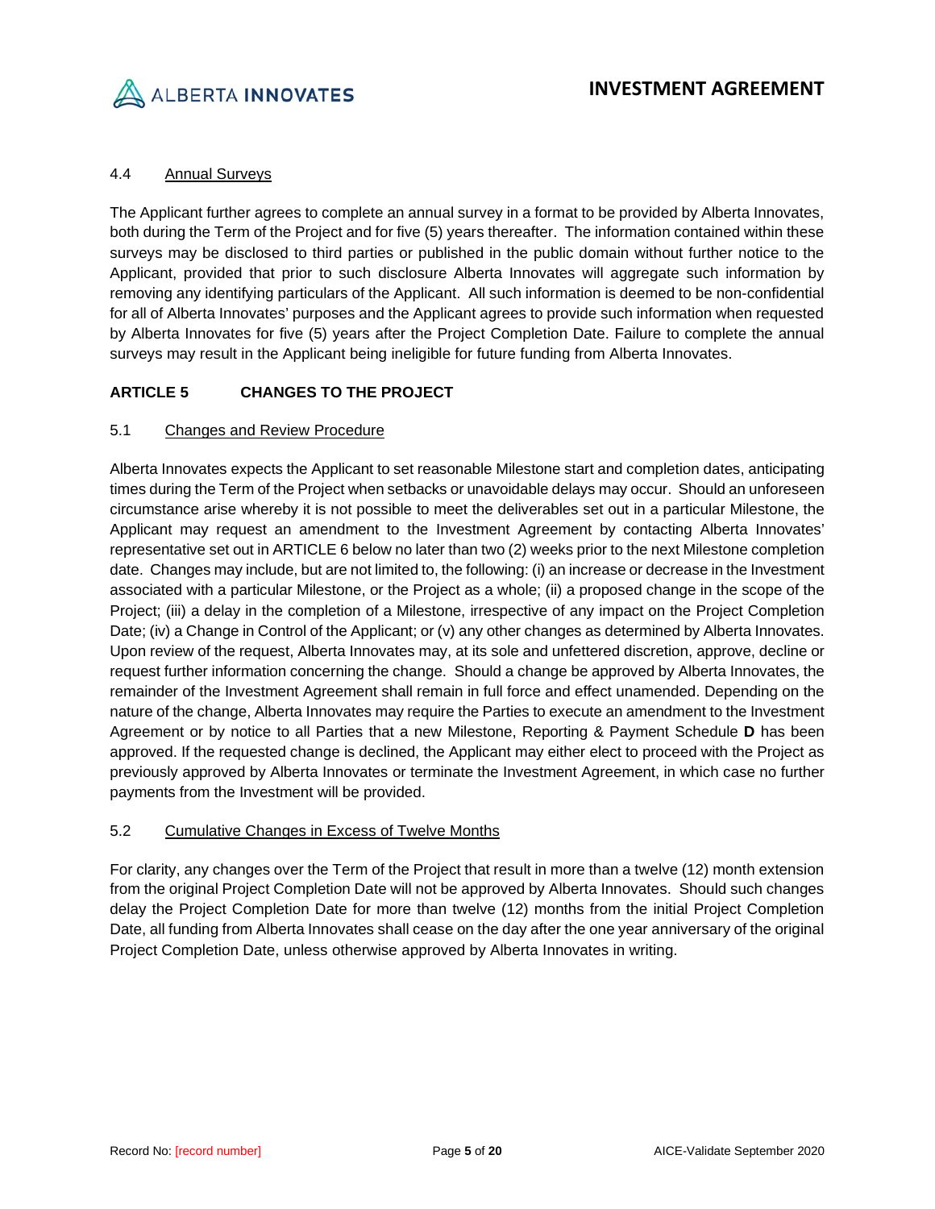### 4.4 Annual Surveys

The Applicant further agrees to complete an annual survey in a format to be provided by Alberta Innovates, both during the Term of the Project and for five (5) years thereafter. The information contained within these surveys may be disclosed to third parties or published in the public domain without further notice to the Applicant, provided that prior to such disclosure Alberta Innovates will aggregate such information by removing any identifying particulars of the Applicant. All such information is deemed to be non-confidential for all of Alberta Innovates' purposes and the Applicant agrees to provide such information when requested by Alberta Innovates for five (5) years after the Project Completion Date. Failure to complete the annual surveys may result in the Applicant being ineligible for future funding from Alberta Innovates.

## ARTICLE 5 CHANGES TO THE PROJECT

### 5.1 Changes and Review Procedure

Alberta Innovates expects the Applicant to set reasonable Milestone start and completion dates, anticipating times during the Term of the Project when setbacks or unavoidable delays may occur. Should an unforeseen circumstance arise whereby it is not possible to meet the deliverables set out in a particular Milestone, the Applicant may request an amendment to the Investment Agreement by contacting Alberta Innovates' representative set out in ARTICLE 6 below no later than two (2) weeks prior to the next Milestone completion date. Changes may include, but are not limited to, the following: (i) an increase or decrease in the Investment associated with a particular Milestone, or the Project as a whole; (ii) a proposed change in the scope of the Project; (iii) a delay in the completion of a Milestone, irrespective of any impact on the Project Completion Date; (iv) a Change in Control of the Applicant; or (v) any other changes as determined by Alberta Innovates. Upon review of the request, Alberta Innovates may, at its sole and unfettered discretion, approve, decline or request further information concerning the change. Should a change be approved by Alberta Innovates, the remainder of the Investment Agreement shall remain in full force and effect unamended. Depending on the nature of the change, Alberta Innovates may require the Parties to execute an amendment to the Investment Agreement or by notice to all Parties that a new Milestone, Reporting & Payment Schedule **D** has been approved. If the requested change is declined, the Applicant may either elect to proceed with the Project as previously approved by Alberta Innovates or terminate the Investment Agreement, in which case no further payments from the Investment will be provided.

### 5.2 Cumulative Changes in Excess of Twelve Months

For clarity, any changes over the Term of the Project that result in more than a twelve (12) month extension from the original Project Completion Date will not be approved by Alberta Innovates. Should such changes delay the Project Completion Date for more than twelve (12) months from the initial Project Completion Date, all funding from Alberta Innovates shall cease on the day after the one year anniversary of the original Project Completion Date, unless otherwise approved by Alberta Innovates in writing.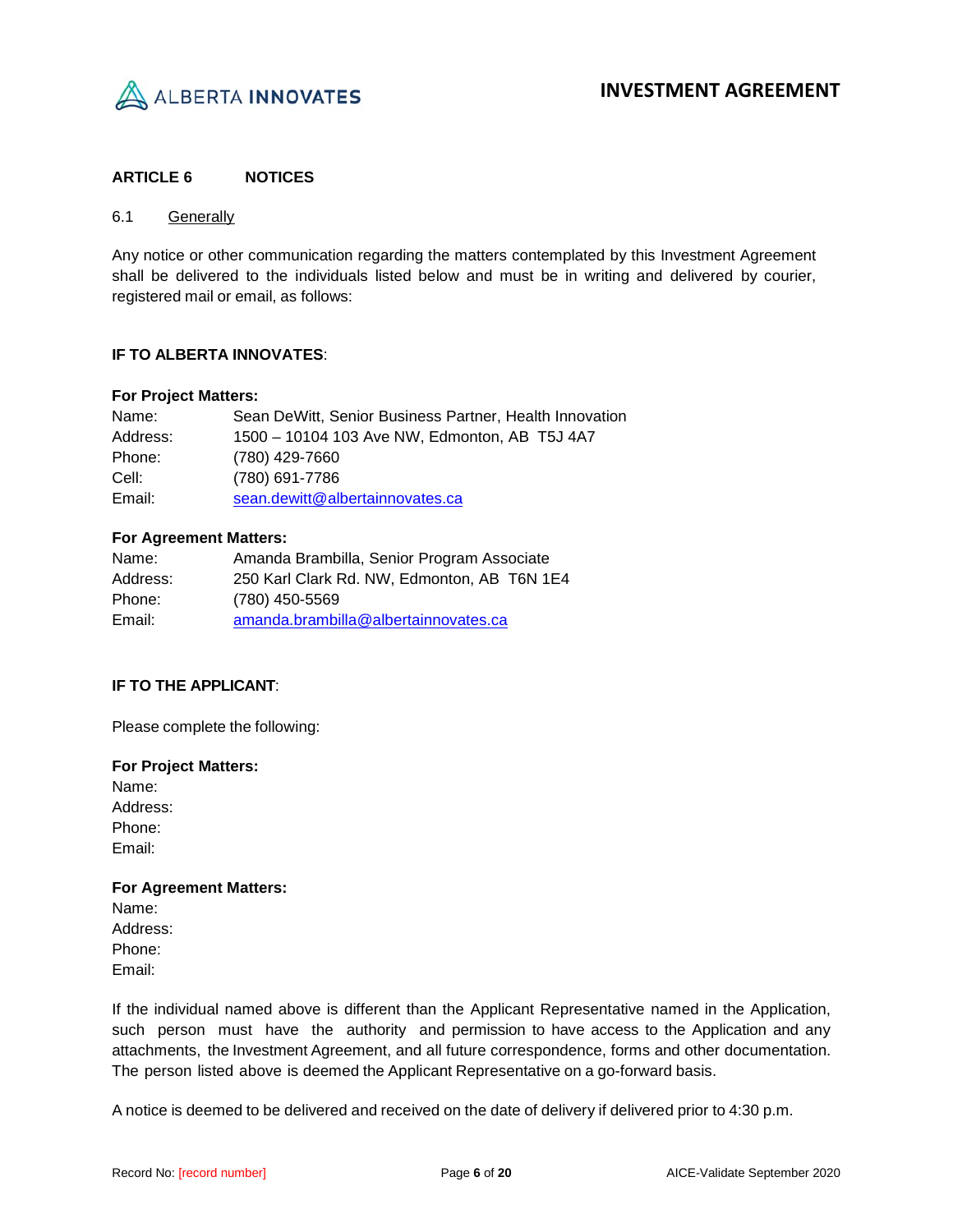## ARTICLE 6 NOTICES

### 6.1 Generally

Any notice or other communication regarding the matters contemplated by this Investment Agreement shall be delivered to the individuals listed below and must be in writing and delivered by courier, registered mail or email, as follows:

**IF TO ALBERTA INNOVATES**:

**For Project Matters:**

Name: Sean DeWitt, Senior Business Partner, Health Innovation
Address: 1500 – 10104 103 Ave NW, Edmonton, AB T5J 4A7
Phone: (780) 429-7660
Cell: (780) 691-7786
Email: sean.dewitt@albertainnovates.ca

**For Agreement Matters:**

Name: Amanda Brambilla, Senior Program Associate
Address: 250 Karl Clark Rd. NW, Edmonton, AB T6N 1E4
Phone: (780) 450-5569
Email: amanda.brambilla@albertainnovates.ca

**IF TO THE APPLICANT**:

Please complete the following:

**For Project Matters:**

Name:
Address:
Phone:
Email:

**For Agreement Matters:**

Name:
Address:
Phone:
Email:

If the individual named above is different than the Applicant Representative named in the Application, such person must have the authority and permission to have access to the Application and any attachments, the Investment Agreement, and all future correspondence, forms and other documentation. The person listed above is deemed the Applicant Representative on a go-forward basis.

A notice is deemed to be delivered and received on the date of delivery if delivered prior to 4:30 p.m.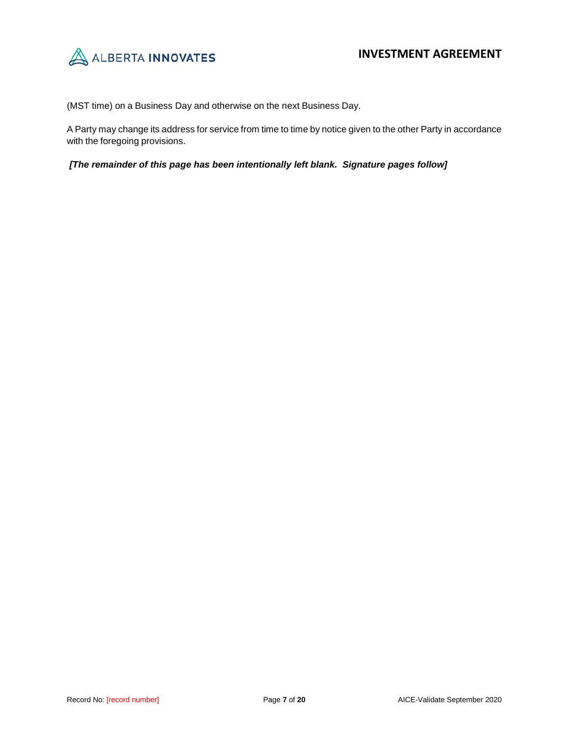(MST time) on a Business Day and otherwise on the next Business Day.

A Party may change its address for service from time to time by notice given to the other Party in accordance with the foregoing provisions.

***[The remainder of this page has been intentionally left blank. Signature pages follow]***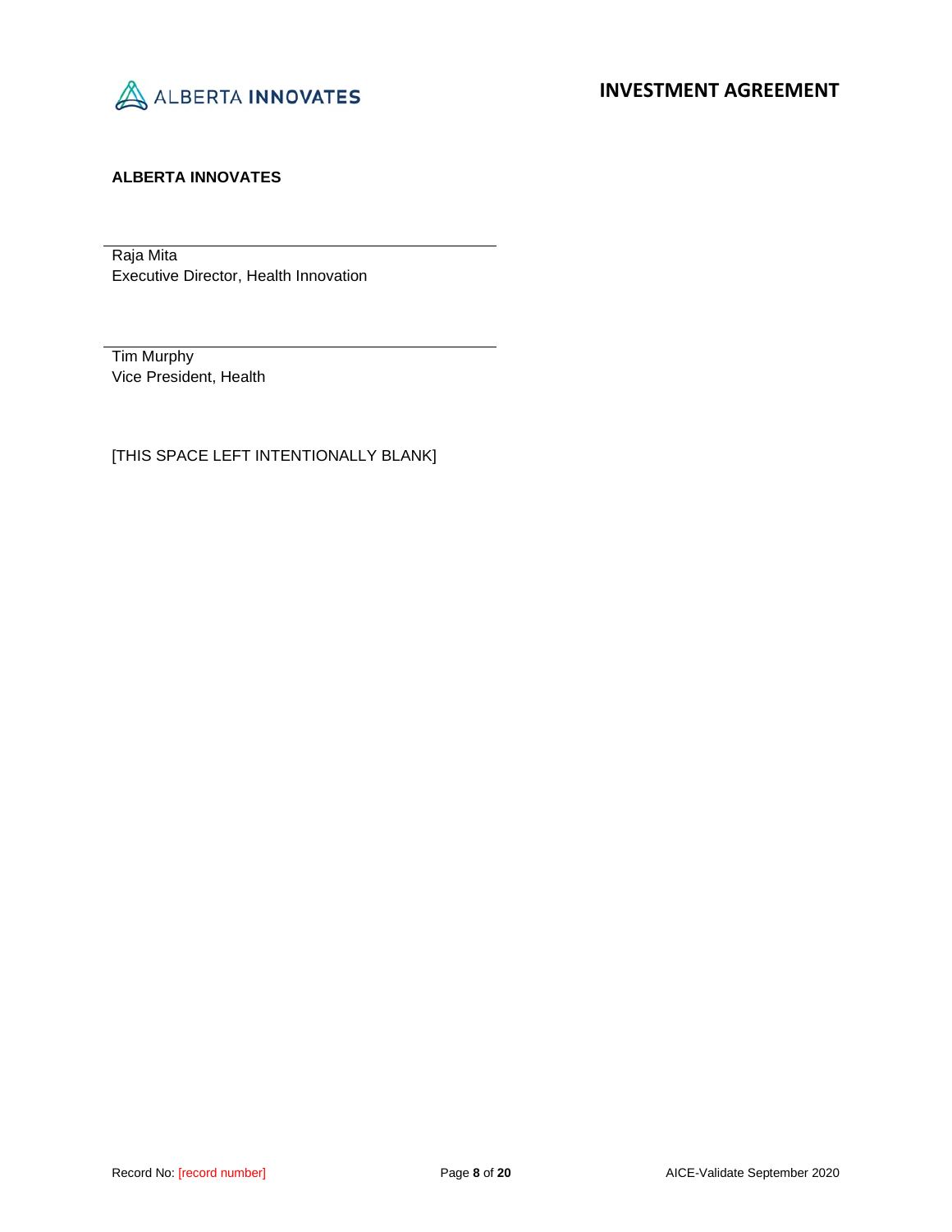**ALBERTA INNOVATES**

\_\_\_\_\_\_\_\_\_\_\_\_\_\_\_\_\_\_\_\_\_\_\_\_\_\_\_\_\_\_\_\_\_\_\_\_\_\_\_\_

Raja Mita
Executive Director, Health Innovation

\_\_\_\_\_\_\_\_\_\_\_\_\_\_\_\_\_\_\_\_\_\_\_\_\_\_\_\_\_\_\_\_\_\_\_\_\_\_\_\_

Tim Murphy
Vice President, Health

[THIS SPACE LEFT INTENTIONALLY BLANK]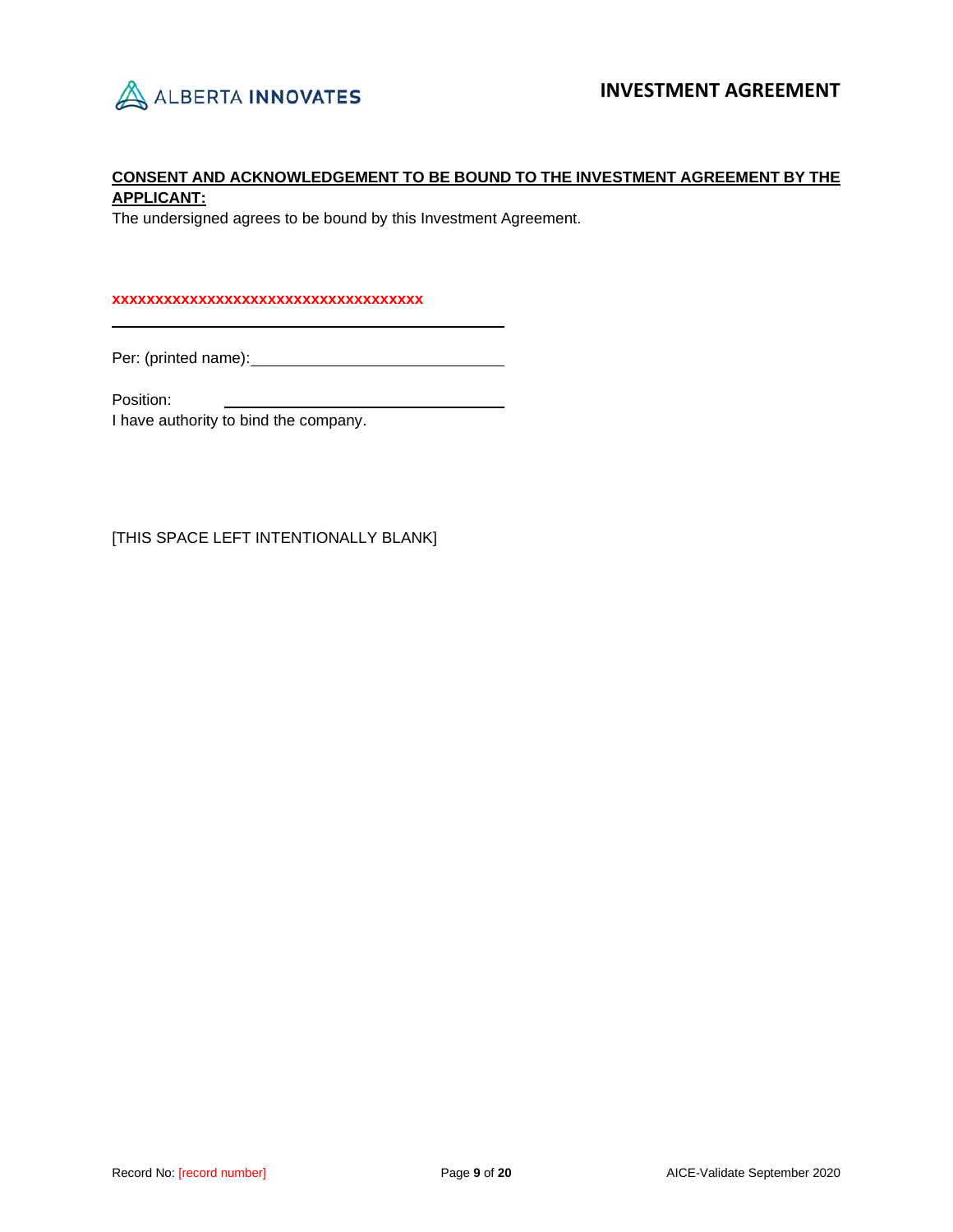**CONSENT AND ACKNOWLEDGEMENT TO BE BOUND TO THE INVESTMENT AGREEMENT BY THE APPLICANT:**

The undersigned agrees to be bound by this Investment Agreement.

**xxxxxxxxxxxxxxxxxxxxxxxxxxxxxxxxxxxxxx**

\_\_\_\_\_\_\_\_\_\_\_\_\_\_\_\_\_\_\_\_\_\_\_\_\_\_\_\_\_\_\_\_\_\_\_\_\_\_\_\_

Per: (printed name):\_\_\_\_\_\_\_\_\_\_\_\_\_\_\_\_\_\_\_\_\_\_\_\_\_\_\_\_

Position: \_\_\_\_\_\_\_\_\_\_\_\_\_\_\_\_\_\_\_\_\_\_\_\_\_\_\_\_\_\_

I have authority to bind the company.

[THIS SPACE LEFT INTENTIONALLY BLANK]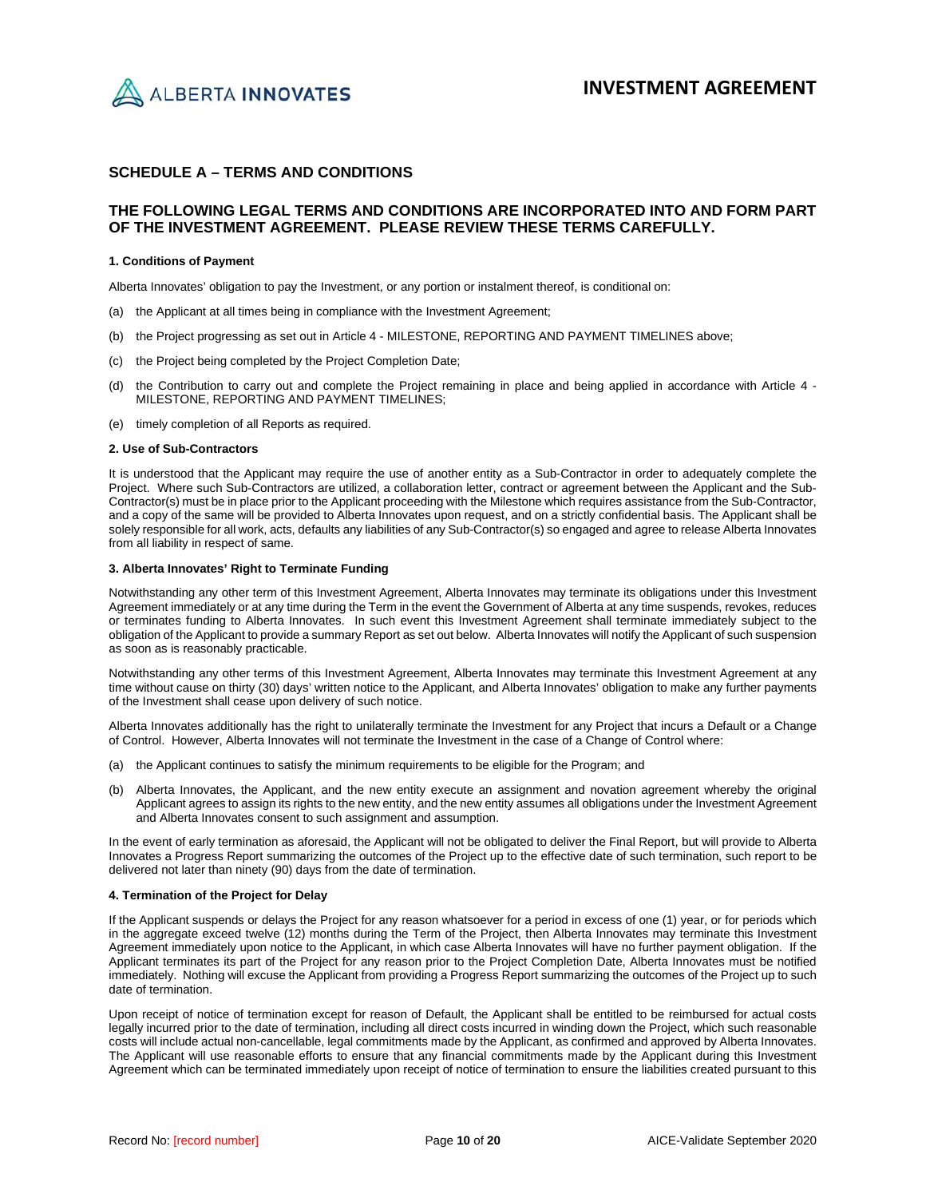## SCHEDULE A – TERMS AND CONDITIONS

## THE FOLLOWING LEGAL TERMS AND CONDITIONS ARE INCORPORATED INTO AND FORM PART OF THE INVESTMENT AGREEMENT. PLEASE REVIEW THESE TERMS CAREFULLY.

**1. Conditions of Payment**

Alberta Innovates' obligation to pay the Investment, or any portion or instalment thereof, is conditional on:

(a) the Applicant at all times being in compliance with the Investment Agreement;

(b) the Project progressing as set out in Article 4 - MILESTONE, REPORTING AND PAYMENT TIMELINES above;

(c) the Project being completed by the Project Completion Date;

(d) the Contribution to carry out and complete the Project remaining in place and being applied in accordance with Article 4 - MILESTONE, REPORTING AND PAYMENT TIMELINES;

(e) timely completion of all Reports as required.

**2. Use of Sub-Contractors**

It is understood that the Applicant may require the use of another entity as a Sub-Contractor in order to adequately complete the Project. Where such Sub-Contractors are utilized, a collaboration letter, contract or agreement between the Applicant and the Sub-Contractor(s) must be in place prior to the Applicant proceeding with the Milestone which requires assistance from the Sub-Contractor, and a copy of the same will be provided to Alberta Innovates upon request, and on a strictly confidential basis. The Applicant shall be solely responsible for all work, acts, defaults any liabilities of any Sub-Contractor(s) so engaged and agree to release Alberta Innovates from all liability in respect of same.

**3. Alberta Innovates' Right to Terminate Funding**

Notwithstanding any other term of this Investment Agreement, Alberta Innovates may terminate its obligations under this Investment Agreement immediately or at any time during the Term in the event the Government of Alberta at any time suspends, revokes, reduces or terminates funding to Alberta Innovates. In such event this Investment Agreement shall terminate immediately subject to the obligation of the Applicant to provide a summary Report as set out below. Alberta Innovates will notify the Applicant of such suspension as soon as is reasonably practicable.

Notwithstanding any other terms of this Investment Agreement, Alberta Innovates may terminate this Investment Agreement at any time without cause on thirty (30) days' written notice to the Applicant, and Alberta Innovates' obligation to make any further payments of the Investment shall cease upon delivery of such notice.

Alberta Innovates additionally has the right to unilaterally terminate the Investment for any Project that incurs a Default or a Change of Control. However, Alberta Innovates will not terminate the Investment in the case of a Change of Control where:

(a) the Applicant continues to satisfy the minimum requirements to be eligible for the Program; and

(b) Alberta Innovates, the Applicant, and the new entity execute an assignment and novation agreement whereby the original Applicant agrees to assign its rights to the new entity, and the new entity assumes all obligations under the Investment Agreement and Alberta Innovates consent to such assignment and assumption.

In the event of early termination as aforesaid, the Applicant will not be obligated to deliver the Final Report, but will provide to Alberta Innovates a Progress Report summarizing the outcomes of the Project up to the effective date of such termination, such report to be delivered not later than ninety (90) days from the date of termination.

**4. Termination of the Project for Delay**

If the Applicant suspends or delays the Project for any reason whatsoever for a period in excess of one (1) year, or for periods which in the aggregate exceed twelve (12) months during the Term of the Project, then Alberta Innovates may terminate this Investment Agreement immediately upon notice to the Applicant, in which case Alberta Innovates will have no further payment obligation. If the Applicant terminates its part of the Project for any reason prior to the Project Completion Date, Alberta Innovates must be notified immediately. Nothing will excuse the Applicant from providing a Progress Report summarizing the outcomes of the Project up to such date of termination.

Upon receipt of notice of termination except for reason of Default, the Applicant shall be entitled to be reimbursed for actual costs legally incurred prior to the date of termination, including all direct costs incurred in winding down the Project, which such reasonable costs will include actual non-cancellable, legal commitments made by the Applicant, as confirmed and approved by Alberta Innovates. The Applicant will use reasonable efforts to ensure that any financial commitments made by the Applicant during this Investment Agreement which can be terminated immediately upon receipt of notice of termination to ensure the liabilities created pursuant to this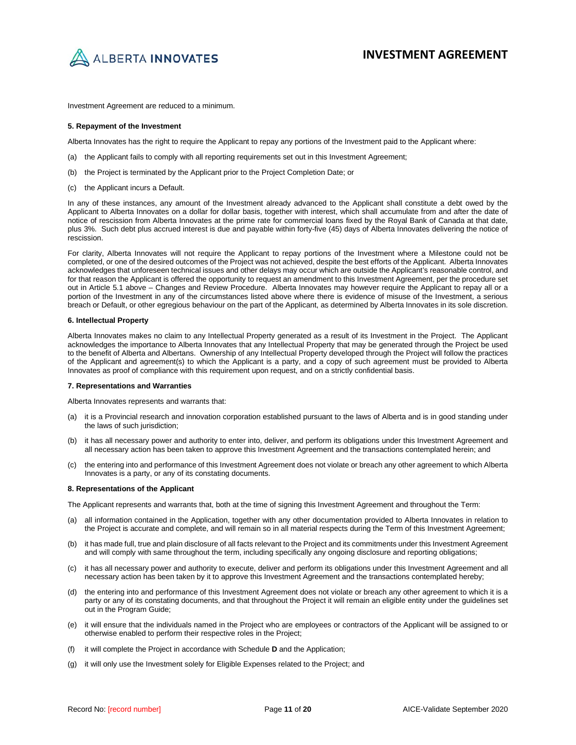Investment Agreement are reduced to a minimum.

#### 5. Repayment of the Investment

Alberta Innovates has the right to require the Applicant to repay any portions of the Investment paid to the Applicant where:

(a) the Applicant fails to comply with all reporting requirements set out in this Investment Agreement;

(b) the Project is terminated by the Applicant prior to the Project Completion Date; or

(c) the Applicant incurs a Default.

In any of these instances, any amount of the Investment already advanced to the Applicant shall constitute a debt owed by the Applicant to Alberta Innovates on a dollar for dollar basis, together with interest, which shall accumulate from and after the date of notice of rescission from Alberta Innovates at the prime rate for commercial loans fixed by the Royal Bank of Canada at that date, plus 3%. Such debt plus accrued interest is due and payable within forty-five (45) days of Alberta Innovates delivering the notice of rescission.

For clarity, Alberta Innovates will not require the Applicant to repay portions of the Investment where a Milestone could not be completed, or one of the desired outcomes of the Project was not achieved, despite the best efforts of the Applicant. Alberta Innovates acknowledges that unforeseen technical issues and other delays may occur which are outside the Applicant's reasonable control, and for that reason the Applicant is offered the opportunity to request an amendment to this Investment Agreement, per the procedure set out in Article 5.1 above – Changes and Review Procedure. Alberta Innovates may however require the Applicant to repay all or a portion of the Investment in any of the circumstances listed above where there is evidence of misuse of the Investment, a serious breach or Default, or other egregious behaviour on the part of the Applicant, as determined by Alberta Innovates in its sole discretion.

#### 6. Intellectual Property

Alberta Innovates makes no claim to any Intellectual Property generated as a result of its Investment in the Project. The Applicant acknowledges the importance to Alberta Innovates that any Intellectual Property that may be generated through the Project be used to the benefit of Alberta and Albertans. Ownership of any Intellectual Property developed through the Project will follow the practices of the Applicant and agreement(s) to which the Applicant is a party, and a copy of such agreement must be provided to Alberta Innovates as proof of compliance with this requirement upon request, and on a strictly confidential basis.

#### 7. Representations and Warranties

Alberta Innovates represents and warrants that:

(a) it is a Provincial research and innovation corporation established pursuant to the laws of Alberta and is in good standing under the laws of such jurisdiction;

(b) it has all necessary power and authority to enter into, deliver, and perform its obligations under this Investment Agreement and all necessary action has been taken to approve this Investment Agreement and the transactions contemplated herein; and

(c) the entering into and performance of this Investment Agreement does not violate or breach any other agreement to which Alberta Innovates is a party, or any of its constating documents.

#### 8. Representations of the Applicant

The Applicant represents and warrants that, both at the time of signing this Investment Agreement and throughout the Term:

(a) all information contained in the Application, together with any other documentation provided to Alberta Innovates in relation to the Project is accurate and complete, and will remain so in all material respects during the Term of this Investment Agreement;

(b) it has made full, true and plain disclosure of all facts relevant to the Project and its commitments under this Investment Agreement and will comply with same throughout the term, including specifically any ongoing disclosure and reporting obligations;

(c) it has all necessary power and authority to execute, deliver and perform its obligations under this Investment Agreement and all necessary action has been taken by it to approve this Investment Agreement and the transactions contemplated hereby;

(d) the entering into and performance of this Investment Agreement does not violate or breach any other agreement to which it is a party or any of its constating documents, and that throughout the Project it will remain an eligible entity under the guidelines set out in the Program Guide;

(e) it will ensure that the individuals named in the Project who are employees or contractors of the Applicant will be assigned to or otherwise enabled to perform their respective roles in the Project;

(f) it will complete the Project in accordance with Schedule **D** and the Application;

(g) it will only use the Investment solely for Eligible Expenses related to the Project; and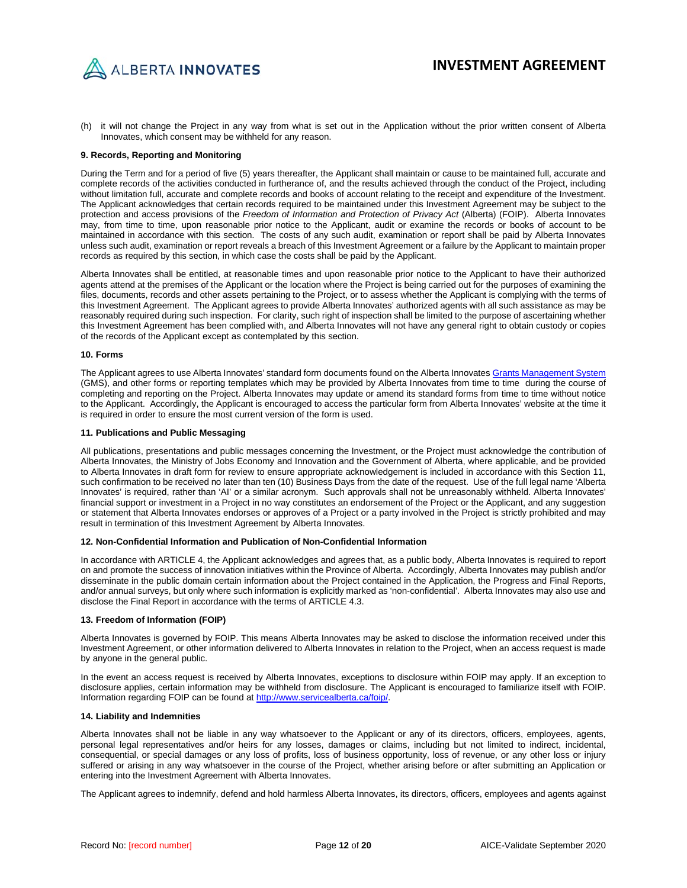(h) it will not change the Project in any way from what is set out in the Application without the prior written consent of Alberta Innovates, which consent may be withheld for any reason.

**9. Records, Reporting and Monitoring**

During the Term and for a period of five (5) years thereafter, the Applicant shall maintain or cause to be maintained full, accurate and complete records of the activities conducted in furtherance of, and the results achieved through the conduct of the Project, including without limitation full, accurate and complete records and books of account relating to the receipt and expenditure of the Investment. The Applicant acknowledges that certain records required to be maintained under this Investment Agreement may be subject to the protection and access provisions of the *Freedom of Information and Protection of Privacy Act* (Alberta) (FOIP). Alberta Innovates may, from time to time, upon reasonable prior notice to the Applicant, audit or examine the records or books of account to be maintained in accordance with this section. The costs of any such audit, examination or report shall be paid by Alberta Innovates unless such audit, examination or report reveals a breach of this Investment Agreement or a failure by the Applicant to maintain proper records as required by this section, in which case the costs shall be paid by the Applicant.

Alberta Innovates shall be entitled, at reasonable times and upon reasonable prior notice to the Applicant to have their authorized agents attend at the premises of the Applicant or the location where the Project is being carried out for the purposes of examining the files, documents, records and other assets pertaining to the Project, or to assess whether the Applicant is complying with the terms of this Investment Agreement. The Applicant agrees to provide Alberta Innovates' authorized agents with all such assistance as may be reasonably required during such inspection. For clarity, such right of inspection shall be limited to the purpose of ascertaining whether this Investment Agreement has been complied with, and Alberta Innovates will not have any general right to obtain custody or copies of the records of the Applicant except as contemplated by this section.

**10. Forms**

The Applicant agrees to use Alberta Innovates' standard form documents found on the Alberta Innovates [Grants Management System](#) (GMS), and other forms or reporting templates which may be provided by Alberta Innovates from time to time during the course of completing and reporting on the Project. Alberta Innovates may update or amend its standard forms from time to time without notice to the Applicant. Accordingly, the Applicant is encouraged to access the particular form from Alberta Innovates' website at the time it is required in order to ensure the most current version of the form is used.

**11. Publications and Public Messaging**

All publications, presentations and public messages concerning the Investment, or the Project must acknowledge the contribution of Alberta Innovates, the Ministry of Jobs Economy and Innovation and the Government of Alberta, where applicable, and be provided to Alberta Innovates in draft form for review to ensure appropriate acknowledgement is included in accordance with this Section 11, such confirmation to be received no later than ten (10) Business Days from the date of the request. Use of the full legal name 'Alberta Innovates' is required, rather than 'AI' or a similar acronym. Such approvals shall not be unreasonably withheld. Alberta Innovates' financial support or investment in a Project in no way constitutes an endorsement of the Project or the Applicant, and any suggestion or statement that Alberta Innovates endorses or approves of a Project or a party involved in the Project is strictly prohibited and may result in termination of this Investment Agreement by Alberta Innovates.

**12. Non-Confidential Information and Publication of Non-Confidential Information**

In accordance with ARTICLE 4, the Applicant acknowledges and agrees that, as a public body, Alberta Innovates is required to report on and promote the success of innovation initiatives within the Province of Alberta. Accordingly, Alberta Innovates may publish and/or disseminate in the public domain certain information about the Project contained in the Application, the Progress and Final Reports, and/or annual surveys, but only where such information is explicitly marked as 'non-confidential'. Alberta Innovates may also use and disclose the Final Report in accordance with the terms of ARTICLE 4.3.

**13. Freedom of Information (FOIP)**

Alberta Innovates is governed by FOIP. This means Alberta Innovates may be asked to disclose the information received under this Investment Agreement, or other information delivered to Alberta Innovates in relation to the Project, when an access request is made by anyone in the general public.

In the event an access request is received by Alberta Innovates, exceptions to disclosure within FOIP may apply. If an exception to disclosure applies, certain information may be withheld from disclosure. The Applicant is encouraged to familiarize itself with FOIP. Information regarding FOIP can be found at [http://www.servicealberta.ca/foip/](http://www.servicealberta.ca/foip/).

**14. Liability and Indemnities**

Alberta Innovates shall not be liable in any way whatsoever to the Applicant or any of its directors, officers, employees, agents, personal legal representatives and/or heirs for any losses, damages or claims, including but not limited to indirect, incidental, consequential, or special damages or any loss of profits, loss of business opportunity, loss of revenue, or any other loss or injury suffered or arising in any way whatsoever in the course of the Project, whether arising before or after submitting an Application or entering into the Investment Agreement with Alberta Innovates.

The Applicant agrees to indemnify, defend and hold harmless Alberta Innovates, its directors, officers, employees and agents against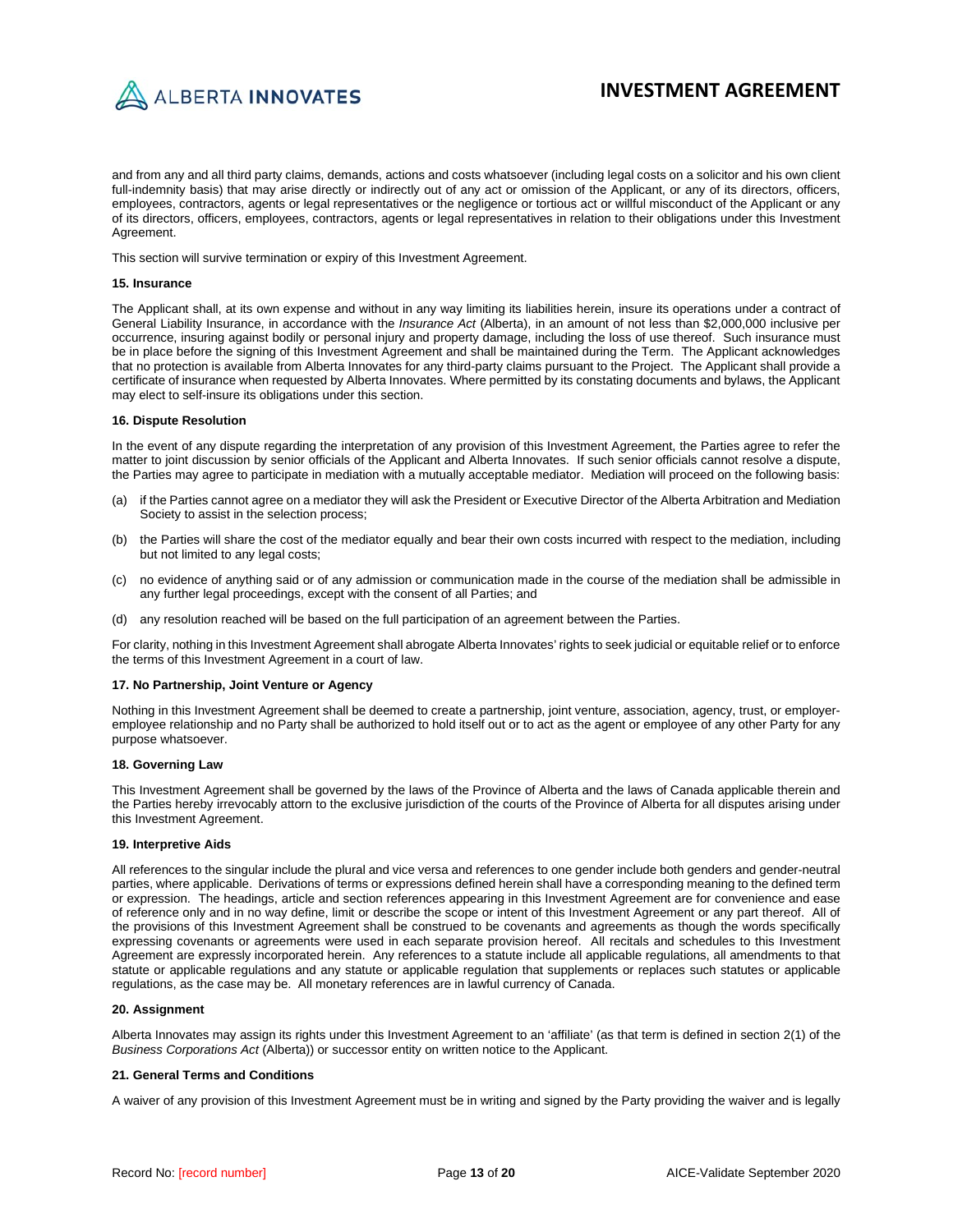and from any and all third party claims, demands, actions and costs whatsoever (including legal costs on a solicitor and his own client full-indemnity basis) that may arise directly or indirectly out of any act or omission of the Applicant, or any of its directors, officers, employees, contractors, agents or legal representatives or the negligence or tortious act or willful misconduct of the Applicant or any of its directors, officers, employees, contractors, agents or legal representatives in relation to their obligations under this Investment Agreement.

This section will survive termination or expiry of this Investment Agreement.

**15. Insurance**

The Applicant shall, at its own expense and without in any way limiting its liabilities herein, insure its operations under a contract of General Liability Insurance, in accordance with the *Insurance Act* (Alberta), in an amount of not less than $2,000,000 inclusive per occurrence, insuring against bodily or personal injury and property damage, including the loss of use thereof. Such insurance must be in place before the signing of this Investment Agreement and shall be maintained during the Term. The Applicant acknowledges that no protection is available from Alberta Innovates for any third-party claims pursuant to the Project. The Applicant shall provide a certificate of insurance when requested by Alberta Innovates. Where permitted by its constating documents and bylaws, the Applicant may elect to self-insure its obligations under this section.

**16. Dispute Resolution**

In the event of any dispute regarding the interpretation of any provision of this Investment Agreement, the Parties agree to refer the matter to joint discussion by senior officials of the Applicant and Alberta Innovates. If such senior officials cannot resolve a dispute, the Parties may agree to participate in mediation with a mutually acceptable mediator. Mediation will proceed on the following basis:

(a) if the Parties cannot agree on a mediator they will ask the President or Executive Director of the Alberta Arbitration and Mediation Society to assist in the selection process;

(b) the Parties will share the cost of the mediator equally and bear their own costs incurred with respect to the mediation, including but not limited to any legal costs;

(c) no evidence of anything said or of any admission or communication made in the course of the mediation shall be admissible in any further legal proceedings, except with the consent of all Parties; and

(d) any resolution reached will be based on the full participation of an agreement between the Parties.

For clarity, nothing in this Investment Agreement shall abrogate Alberta Innovates' rights to seek judicial or equitable relief or to enforce the terms of this Investment Agreement in a court of law.

**17. No Partnership, Joint Venture or Agency**

Nothing in this Investment Agreement shall be deemed to create a partnership, joint venture, association, agency, trust, or employer-employee relationship and no Party shall be authorized to hold itself out or to act as the agent or employee of any other Party for any purpose whatsoever.

**18. Governing Law**

This Investment Agreement shall be governed by the laws of the Province of Alberta and the laws of Canada applicable therein and the Parties hereby irrevocably attorn to the exclusive jurisdiction of the courts of the Province of Alberta for all disputes arising under this Investment Agreement.

**19. Interpretive Aids**

All references to the singular include the plural and vice versa and references to one gender include both genders and gender-neutral parties, where applicable. Derivations of terms or expressions defined herein shall have a corresponding meaning to the defined term or expression. The headings, article and section references appearing in this Investment Agreement are for convenience and ease of reference only and in no way define, limit or describe the scope or intent of this Investment Agreement or any part thereof. All of the provisions of this Investment Agreement shall be construed to be covenants and agreements as though the words specifically expressing covenants or agreements were used in each separate provision hereof. All recitals and schedules to this Investment Agreement are expressly incorporated herein. Any references to a statute include all applicable regulations, all amendments to that statute or applicable regulations and any statute or applicable regulation that supplements or replaces such statutes or applicable regulations, as the case may be. All monetary references are in lawful currency of Canada.

**20. Assignment**

Alberta Innovates may assign its rights under this Investment Agreement to an 'affiliate' (as that term is defined in section 2(1) of the *Business Corporations Act* (Alberta)) or successor entity on written notice to the Applicant.

**21. General Terms and Conditions**

A waiver of any provision of this Investment Agreement must be in writing and signed by the Party providing the waiver and is legally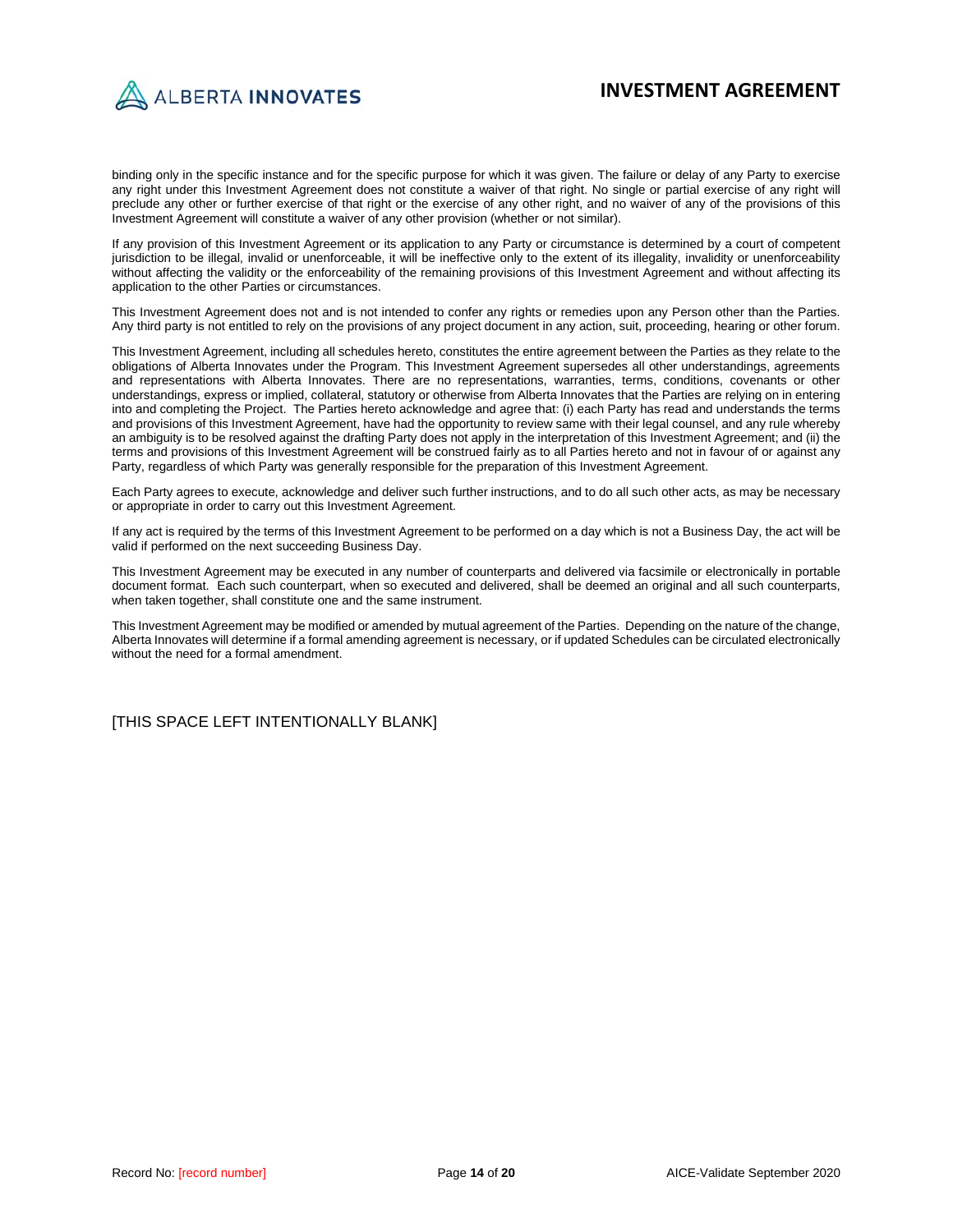binding only in the specific instance and for the specific purpose for which it was given. The failure or delay of any Party to exercise any right under this Investment Agreement does not constitute a waiver of that right. No single or partial exercise of any right will preclude any other or further exercise of that right or the exercise of any other right, and no waiver of any of the provisions of this Investment Agreement will constitute a waiver of any other provision (whether or not similar).

If any provision of this Investment Agreement or its application to any Party or circumstance is determined by a court of competent jurisdiction to be illegal, invalid or unenforceable, it will be ineffective only to the extent of its illegality, invalidity or unenforceability without affecting the validity or the enforceability of the remaining provisions of this Investment Agreement and without affecting its application to the other Parties or circumstances.

This Investment Agreement does not and is not intended to confer any rights or remedies upon any Person other than the Parties. Any third party is not entitled to rely on the provisions of any project document in any action, suit, proceeding, hearing or other forum.

This Investment Agreement, including all schedules hereto, constitutes the entire agreement between the Parties as they relate to the obligations of Alberta Innovates under the Program. This Investment Agreement supersedes all other understandings, agreements and representations with Alberta Innovates. There are no representations, warranties, terms, conditions, covenants or other understandings, express or implied, collateral, statutory or otherwise from Alberta Innovates that the Parties are relying on in entering into and completing the Project. The Parties hereto acknowledge and agree that: (i) each Party has read and understands the terms and provisions of this Investment Agreement, have had the opportunity to review same with their legal counsel, and any rule whereby an ambiguity is to be resolved against the drafting Party does not apply in the interpretation of this Investment Agreement; and (ii) the terms and provisions of this Investment Agreement will be construed fairly as to all Parties hereto and not in favour of or against any Party, regardless of which Party was generally responsible for the preparation of this Investment Agreement.

Each Party agrees to execute, acknowledge and deliver such further instructions, and to do all such other acts, as may be necessary or appropriate in order to carry out this Investment Agreement.

If any act is required by the terms of this Investment Agreement to be performed on a day which is not a Business Day, the act will be valid if performed on the next succeeding Business Day.

This Investment Agreement may be executed in any number of counterparts and delivered via facsimile or electronically in portable document format. Each such counterpart, when so executed and delivered, shall be deemed an original and all such counterparts, when taken together, shall constitute one and the same instrument.

This Investment Agreement may be modified or amended by mutual agreement of the Parties. Depending on the nature of the change, Alberta Innovates will determine if a formal amending agreement is necessary, or if updated Schedules can be circulated electronically without the need for a formal amendment.

[THIS SPACE LEFT INTENTIONALLY BLANK]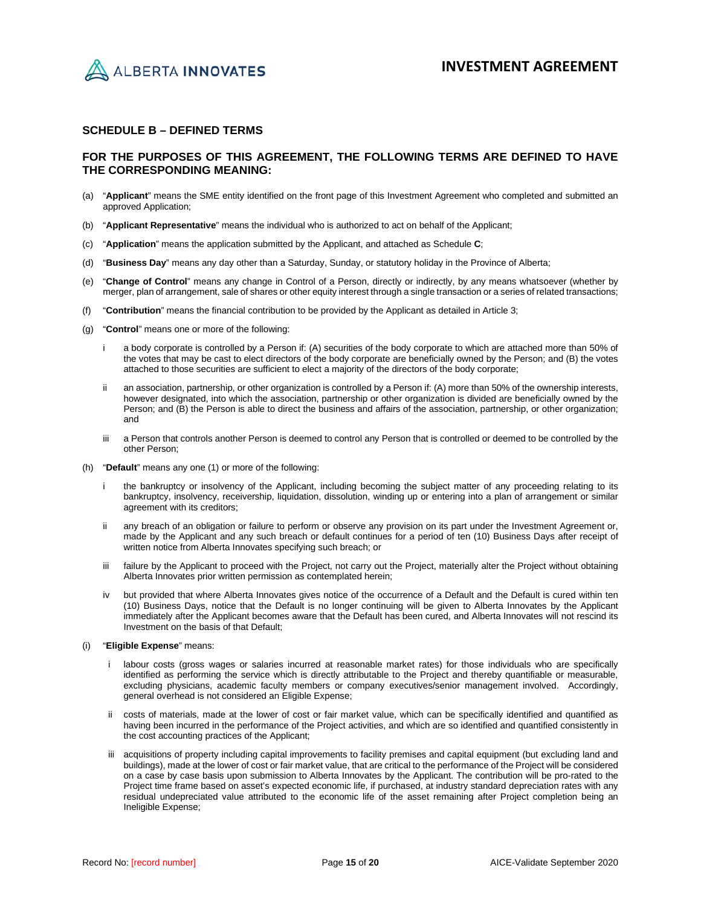## SCHEDULE B – DEFINED TERMS

## FOR THE PURPOSES OF THIS AGREEMENT, THE FOLLOWING TERMS ARE DEFINED TO HAVE THE CORRESPONDING MEANING:

(a) "**Applicant**" means the SME entity identified on the front page of this Investment Agreement who completed and submitted an approved Application;

(b) "**Applicant Representative**" means the individual who is authorized to act on behalf of the Applicant;

(c) "**Application**" means the application submitted by the Applicant, and attached as Schedule **C**;

(d) "**Business Day**" means any day other than a Saturday, Sunday, or statutory holiday in the Province of Alberta;

(e) "**Change of Control**" means any change in Control of a Person, directly or indirectly, by any means whatsoever (whether by merger, plan of arrangement, sale of shares or other equity interest through a single transaction or a series of related transactions;

(f) "**Contribution**" means the financial contribution to be provided by the Applicant as detailed in Article 3;

(g) "**Control**" means one or more of the following:

  i a body corporate is controlled by a Person if: (A) securities of the body corporate to which are attached more than 50% of the votes that may be cast to elect directors of the body corporate are beneficially owned by the Person; and (B) the votes attached to those securities are sufficient to elect a majority of the directors of the body corporate;

  ii an association, partnership, or other organization is controlled by a Person if: (A) more than 50% of the ownership interests, however designated, into which the association, partnership or other organization is divided are beneficially owned by the Person; and (B) the Person is able to direct the business and affairs of the association, partnership, or other organization; and

  iii a Person that controls another Person is deemed to control any Person that is controlled or deemed to be controlled by the other Person;

(h) "**Default**" means any one (1) or more of the following:

  i the bankruptcy or insolvency of the Applicant, including becoming the subject matter of any proceeding relating to its bankruptcy, insolvency, receivership, liquidation, dissolution, winding up or entering into a plan of arrangement or similar agreement with its creditors;

  ii any breach of an obligation or failure to perform or observe any provision on its part under the Investment Agreement or, made by the Applicant and any such breach or default continues for a period of ten (10) Business Days after receipt of written notice from Alberta Innovates specifying such breach; or

  iii failure by the Applicant to proceed with the Project, not carry out the Project, materially alter the Project without obtaining Alberta Innovates prior written permission as contemplated herein;

  iv but provided that where Alberta Innovates gives notice of the occurrence of a Default and the Default is cured within ten (10) Business Days, notice that the Default is no longer continuing will be given to Alberta Innovates by the Applicant immediately after the Applicant becomes aware that the Default has been cured, and Alberta Innovates will not rescind its Investment on the basis of that Default;

(i) "**Eligible Expense**" means:

  i labour costs (gross wages or salaries incurred at reasonable market rates) for those individuals who are specifically identified as performing the service which is directly attributable to the Project and thereby quantifiable or measurable, excluding physicians, academic faculty members or company executives/senior management involved. Accordingly, general overhead is not considered an Eligible Expense;

  ii costs of materials, made at the lower of cost or fair market value, which can be specifically identified and quantified as having been incurred in the performance of the Project activities, and which are so identified and quantified consistently in the cost accounting practices of the Applicant;

  iii acquisitions of property including capital improvements to facility premises and capital equipment (but excluding land and buildings), made at the lower of cost or fair market value, that are critical to the performance of the Project will be considered on a case by case basis upon submission to Alberta Innovates by the Applicant. The contribution will be pro-rated to the Project time frame based on asset's expected economic life, if purchased, at industry standard depreciation rates with any residual undepreciated value attributed to the economic life of the asset remaining after Project completion being an Ineligible Expense;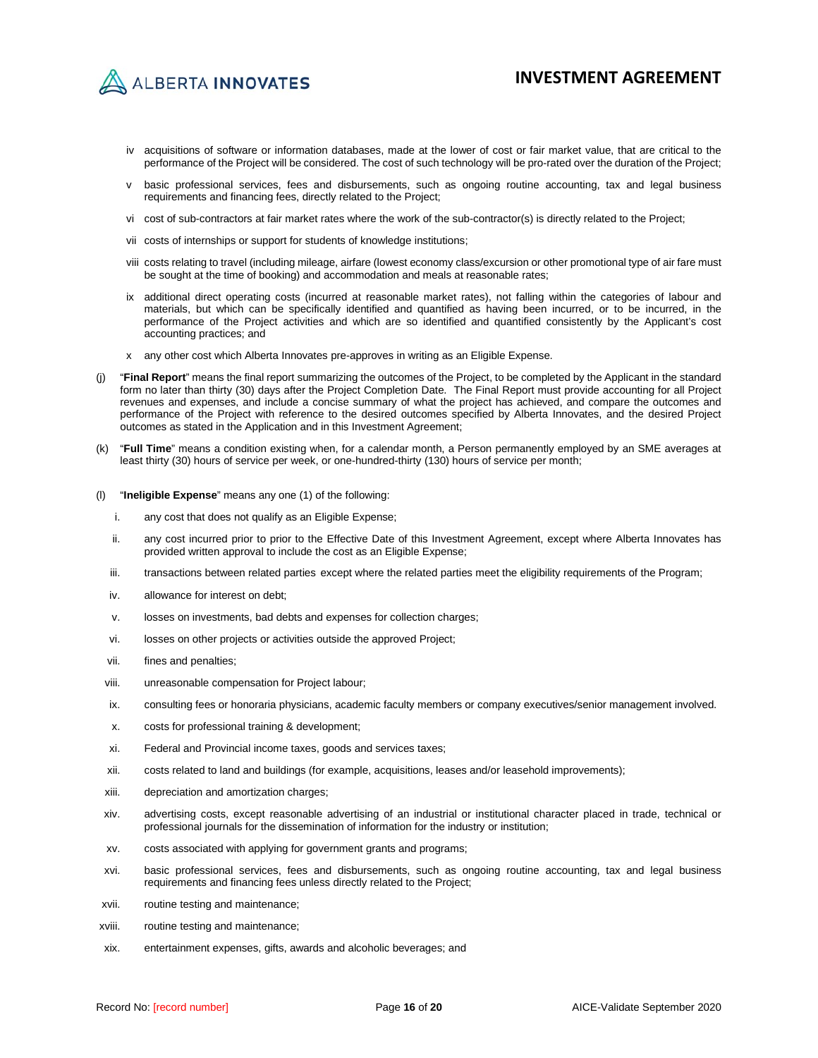iv acquisitions of software or information databases, made at the lower of cost or fair market value, that are critical to the performance of the Project will be considered. The cost of such technology will be pro-rated over the duration of the Project;

v basic professional services, fees and disbursements, such as ongoing routine accounting, tax and legal business requirements and financing fees, directly related to the Project;

vi cost of sub-contractors at fair market rates where the work of the sub-contractor(s) is directly related to the Project;

vii costs of internships or support for students of knowledge institutions;

viii costs relating to travel (including mileage, airfare (lowest economy class/excursion or other promotional type of air fare must be sought at the time of booking) and accommodation and meals at reasonable rates;

ix additional direct operating costs (incurred at reasonable market rates), not falling within the categories of labour and materials, but which can be specifically identified and quantified as having been incurred, or to be incurred, in the performance of the Project activities and which are so identified and quantified consistently by the Applicant's cost accounting practices; and

x any other cost which Alberta Innovates pre-approves in writing as an Eligible Expense.

(j) "**Final Report**" means the final report summarizing the outcomes of the Project, to be completed by the Applicant in the standard form no later than thirty (30) days after the Project Completion Date. The Final Report must provide accounting for all Project revenues and expenses, and include a concise summary of what the project has achieved, and compare the outcomes and performance of the Project with reference to the desired outcomes specified by Alberta Innovates, and the desired Project outcomes as stated in the Application and in this Investment Agreement;

(k) "**Full Time**" means a condition existing when, for a calendar month, a Person permanently employed by an SME averages at least thirty (30) hours of service per week, or one-hundred-thirty (130) hours of service per month;

(l) "**Ineligible Expense**" means any one (1) of the following:

i. any cost that does not qualify as an Eligible Expense;

ii. any cost incurred prior to prior to the Effective Date of this Investment Agreement, except where Alberta Innovates has provided written approval to include the cost as an Eligible Expense;

iii. transactions between related parties except where the related parties meet the eligibility requirements of the Program;

iv. allowance for interest on debt;

v. losses on investments, bad debts and expenses for collection charges;

vi. losses on other projects or activities outside the approved Project;

vii. fines and penalties;

viii. unreasonable compensation for Project labour;

ix. consulting fees or honoraria physicians, academic faculty members or company executives/senior management involved.

x. costs for professional training & development;

xi. Federal and Provincial income taxes, goods and services taxes;

xii. costs related to land and buildings (for example, acquisitions, leases and/or leasehold improvements);

xiii. depreciation and amortization charges;

xiv. advertising costs, except reasonable advertising of an industrial or institutional character placed in trade, technical or professional journals for the dissemination of information for the industry or institution;

xv. costs associated with applying for government grants and programs;

xvi. basic professional services, fees and disbursements, such as ongoing routine accounting, tax and legal business requirements and financing fees unless directly related to the Project;

xvii. routine testing and maintenance;

xviii. routine testing and maintenance;

xix. entertainment expenses, gifts, awards and alcoholic beverages; and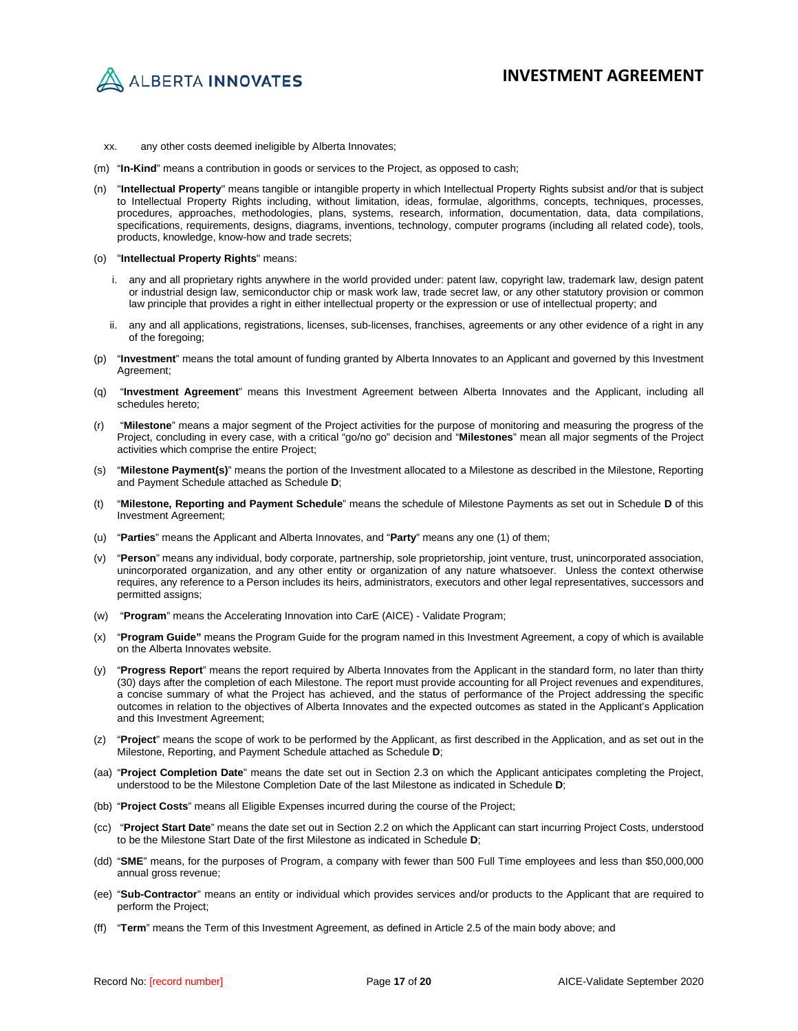xx. any other costs deemed ineligible by Alberta Innovates;

(m) "**In-Kind**" means a contribution in goods or services to the Project, as opposed to cash;

(n) "**Intellectual Property**" means tangible or intangible property in which Intellectual Property Rights subsist and/or that is subject to Intellectual Property Rights including, without limitation, ideas, formulae, algorithms, concepts, techniques, processes, procedures, approaches, methodologies, plans, systems, research, information, documentation, data, data compilations, specifications, requirements, designs, diagrams, inventions, technology, computer programs (including all related code), tools, products, knowledge, know-how and trade secrets;

(o) "**Intellectual Property Rights**" means:

i. any and all proprietary rights anywhere in the world provided under: patent law, copyright law, trademark law, design patent or industrial design law, semiconductor chip or mask work law, trade secret law, or any other statutory provision or common law principle that provides a right in either intellectual property or the expression or use of intellectual property; and

ii. any and all applications, registrations, licenses, sub-licenses, franchises, agreements or any other evidence of a right in any of the foregoing;

(p) "**Investment**" means the total amount of funding granted by Alberta Innovates to an Applicant and governed by this Investment Agreement;

(q) "**Investment Agreement**" means this Investment Agreement between Alberta Innovates and the Applicant, including all schedules hereto;

(r) "**Milestone**" means a major segment of the Project activities for the purpose of monitoring and measuring the progress of the Project, concluding in every case, with a critical "go/no go" decision and "**Milestones**" mean all major segments of the Project activities which comprise the entire Project;

(s) "**Milestone Payment(s)**" means the portion of the Investment allocated to a Milestone as described in the Milestone, Reporting and Payment Schedule attached as Schedule **D**;

(t) "**Milestone, Reporting and Payment Schedule**" means the schedule of Milestone Payments as set out in Schedule **D** of this Investment Agreement;

(u) "**Parties**" means the Applicant and Alberta Innovates, and "**Party**" means any one (1) of them;

(v) "**Person**" means any individual, body corporate, partnership, sole proprietorship, joint venture, trust, unincorporated association, unincorporated organization, and any other entity or organization of any nature whatsoever. Unless the context otherwise requires, any reference to a Person includes its heirs, administrators, executors and other legal representatives, successors and permitted assigns;

(w) "**Program**" means the Accelerating Innovation into CarE (AICE) - Validate Program;

(x) "**Program Guide**" means the Program Guide for the program named in this Investment Agreement, a copy of which is available on the Alberta Innovates website.

(y) "**Progress Report**" means the report required by Alberta Innovates from the Applicant in the standard form, no later than thirty (30) days after the completion of each Milestone. The report must provide accounting for all Project revenues and expenditures, a concise summary of what the Project has achieved, and the status of performance of the Project addressing the specific outcomes in relation to the objectives of Alberta Innovates and the expected outcomes as stated in the Applicant's Application and this Investment Agreement;

(z) "**Project**" means the scope of work to be performed by the Applicant, as first described in the Application, and as set out in the Milestone, Reporting, and Payment Schedule attached as Schedule **D**;

(aa) "**Project Completion Date**" means the date set out in Section 2.3 on which the Applicant anticipates completing the Project, understood to be the Milestone Completion Date of the last Milestone as indicated in Schedule **D**;

(bb) "**Project Costs**" means all Eligible Expenses incurred during the course of the Project;

(cc) "**Project Start Date**" means the date set out in Section 2.2 on which the Applicant can start incurring Project Costs, understood to be the Milestone Start Date of the first Milestone as indicated in Schedule **D**;

(dd) "**SME**" means, for the purposes of Program, a company with fewer than 500 Full Time employees and less than $50,000,000 annual gross revenue;

(ee) "**Sub-Contractor**" means an entity or individual which provides services and/or products to the Applicant that are required to perform the Project;

(ff) "**Term**" means the Term of this Investment Agreement, as defined in Article 2.5 of the main body above; and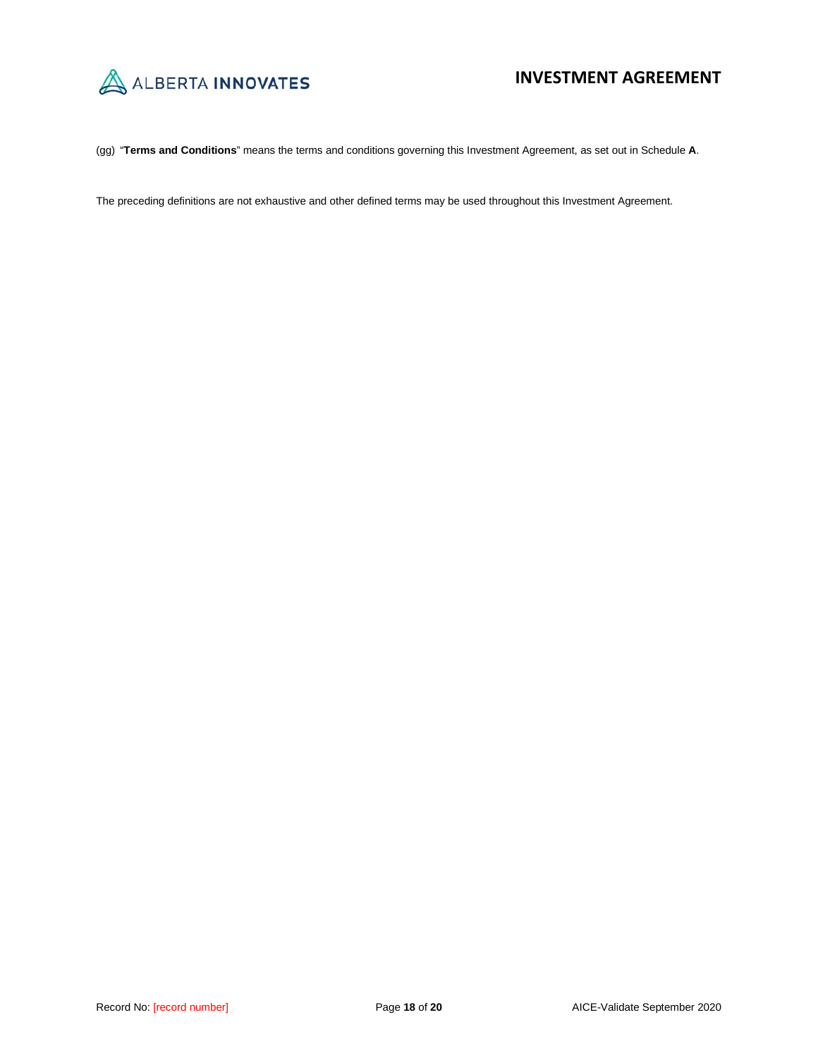(gg) "**Terms and Conditions**" means the terms and conditions governing this Investment Agreement, as set out in Schedule **A**.

The preceding definitions are not exhaustive and other defined terms may be used throughout this Investment Agreement.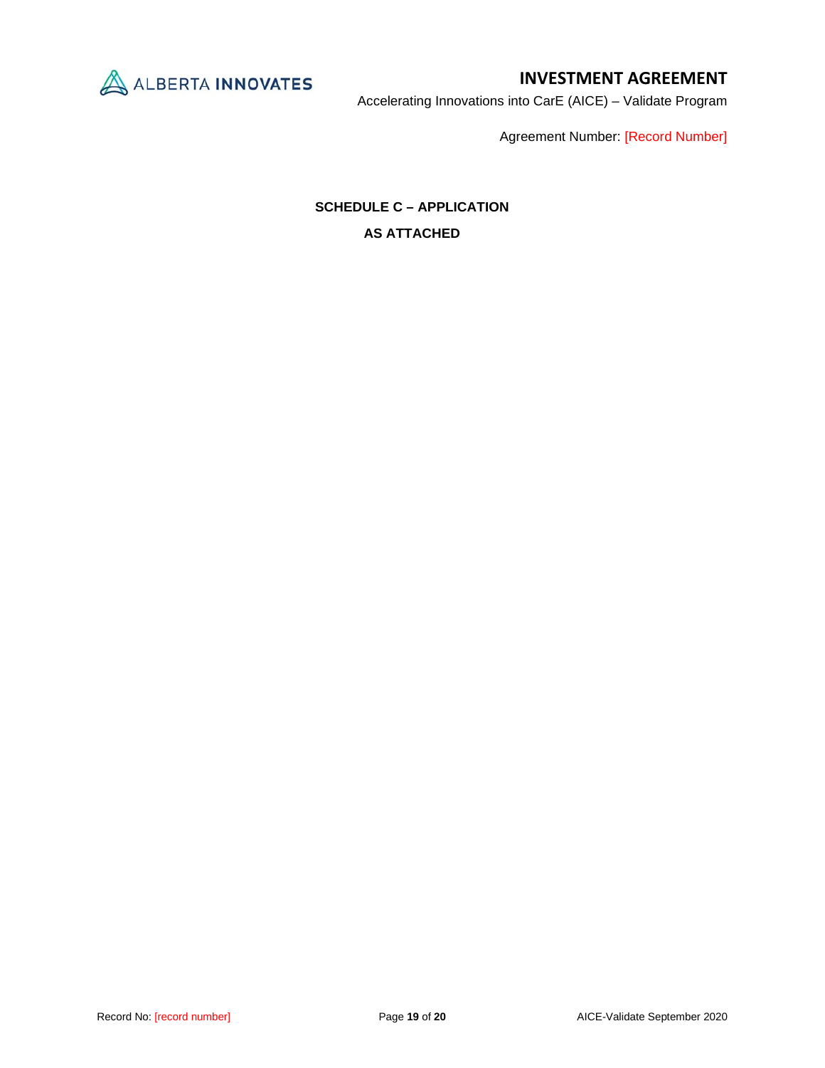**SCHEDULE C – APPLICATION**

**AS ATTACHED**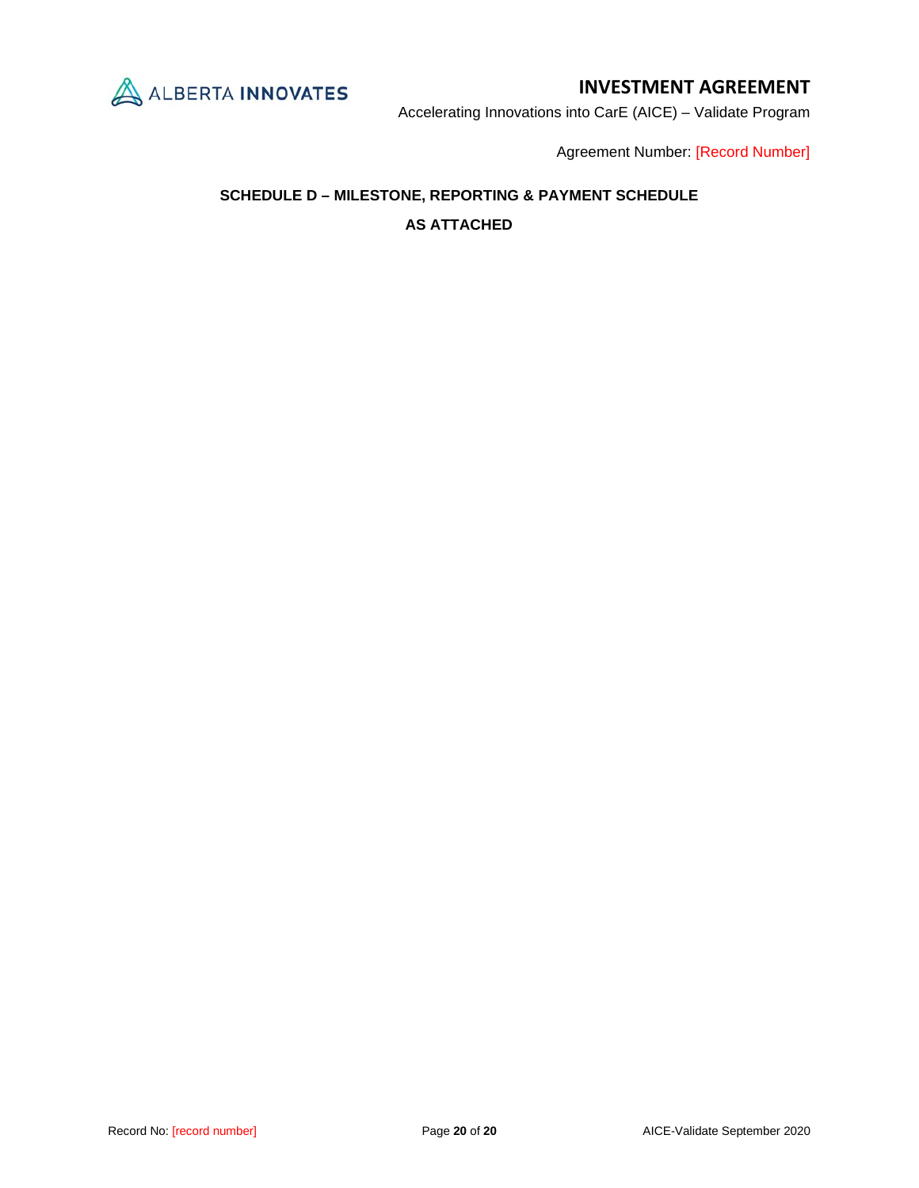## SCHEDULE D – MILESTONE, REPORTING & PAYMENT SCHEDULE

**AS ATTACHED**